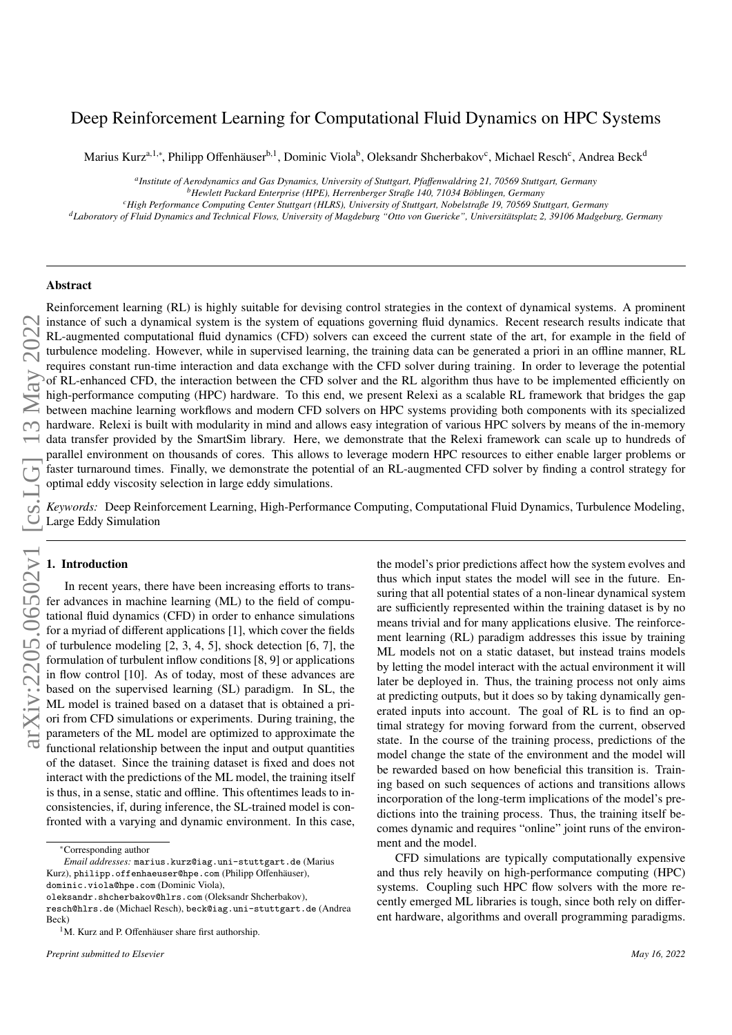# Deep Reinforcement Learning for Computational Fluid Dynamics on HPC Systems

Marius Kurz[a,1,*], Philipp Offenhäuser[b,1], Dominic Viola[b], Oleksandr Shcherbakov[c], Michael Resch[c], Andrea Beck[d]

[a] *Institute of Aerodynamics and Gas Dynamics, University of Stuttgart, Pfaffenwaldring 21, 70569 Stuttgart, Germany*
[b] *Hewlett Packard Enterprise (HPE), Herrenberger Straße 140, 71034 Böblingen, Germany*
[c] *High Performance Computing Center Stuttgart (HLRS), University of Stuttgart, Nobelstraße 19, 70569 Stuttgart, Germany*
[d] *Laboratory of Fluid Dynamics and Technical Flows, University of Magdeburg "Otto von Guericke", Universitätsplatz 2, 39106 Madgeburg, Germany*

## Abstract

Reinforcement learning (RL) is highly suitable for devising control strategies in the context of dynamical systems. A prominent instance of such a dynamical system is the system of equations governing fluid dynamics. Recent research results indicate that RL-augmented computational fluid dynamics (CFD) solvers can exceed the current state of the art, for example in the field of turbulence modeling. However, while in supervised learning, the training data can be generated a priori in an offline manner, RL requires constant run-time interaction and data exchange with the CFD solver during training. In order to leverage the potential of RL-enhanced CFD, the interaction between the CFD solver and the RL algorithm thus have to be implemented efficiently on high-performance computing (HPC) hardware. To this end, we present Relexi as a scalable RL framework that bridges the gap between machine learning workflows and modern CFD solvers on HPC systems providing both components with its specialized hardware. Relexi is built with modularity in mind and allows easy integration of various HPC solvers by means of the in-memory data transfer provided by the SmartSim library. Here, we demonstrate that the Relexi framework can scale up to hundreds of parallel environment on thousands of cores. This allows to leverage modern HPC resources to either enable larger problems or faster turnaround times. Finally, we demonstrate the potential of an RL-augmented CFD solver by finding a control strategy for optimal eddy viscosity selection in large eddy simulations.

*Keywords:* Deep Reinforcement Learning, High-Performance Computing, Computational Fluid Dynamics, Turbulence Modeling, Large Eddy Simulation

## 1. Introduction

In recent years, there have been increasing efforts to transfer advances in machine learning (ML) to the field of computational fluid dynamics (CFD) in order to enhance simulations for a myriad of different applications [1], which cover the fields of turbulence modeling [2, 3, 4, 5], shock detection [6, 7], the formulation of turbulent inflow conditions [8, 9] or applications in flow control [10]. As of today, most of these advances are based on the supervised learning (SL) paradigm. In SL, the ML model is trained based on a dataset that is obtained a priori from CFD simulations or experiments. During training, the parameters of the ML model are optimized to approximate the functional relationship between the input and output quantities of the dataset. Since the training dataset is fixed and does not interact with the predictions of the ML model, the training itself is thus, in a sense, static and offline. This oftentimes leads to inconsistencies, if, during inference, the SL-trained model is confronted with a varying and dynamic environment. In this case, the model's prior predictions affect how the system evolves and thus which input states the model will see in the future. Ensuring that all potential states of a non-linear dynamical system are sufficiently represented within the training dataset is by no means trivial and for many applications elusive. The reinforcement learning (RL) paradigm addresses this issue by training ML models not on a static dataset, but instead trains models by letting the model interact with the actual environment it will later be deployed in. Thus, the training process not only aims at predicting outputs, but it does so by taking dynamically generated inputs into account. The goal of RL is to find an optimal strategy for moving forward from the current, observed state. In the course of the training process, predictions of the model change the state of the environment and the model will be rewarded based on how beneficial this transition is. Training based on such sequences of actions and transitions allows incorporation of the long-term implications of the model's predictions into the training process. Thus, the training itself becomes dynamic and requires "online" joint runs of the environment and the model.

CFD simulations are typically computationally expensive and thus rely heavily on high-performance computing (HPC) systems. Coupling such HPC flow solvers with the more recently emerged ML libraries is tough, since both rely on different hardware, algorithms and overall programming paradigms.

*Corresponding author

*Email addresses:* marius.kurz@iag.uni-stuttgart.de (Marius Kurz), philipp.offenhaeuser@hpe.com (Philipp Offenhäuser), dominic.viola@hpe.com (Dominic Viola), oleksandr.shcherbakov@hlrs.com (Oleksandr Shcherbakov), resch@hlrs.de (Michael Resch), beck@iag.uni-stuttgart.de (Andrea Beck)

[1] M. Kurz and P. Offenhäuser share first authorship.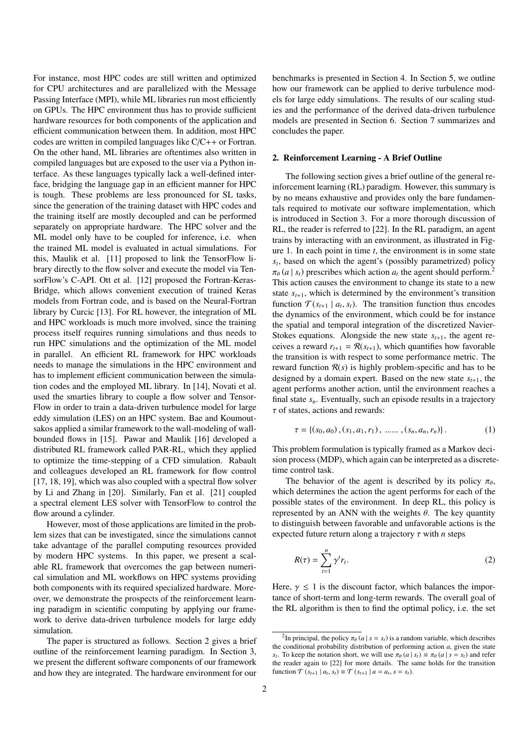For instance, most HPC codes are still written and optimized for CPU architectures and are parallelized with the Message Passing Interface (MPI), while ML libraries run most efficiently on GPUs. The HPC environment thus has to provide sufficient hardware resources for both components of the application and efficient communication between them. In addition, most HPC codes are written in compiled languages like C/C++ or Fortran. On the other hand, ML libraries are oftentimes also written in compiled languages but are exposed to the user via a Python interface. As these languages typically lack a well-defined interface, bridging the language gap in an efficient manner for HPC is tough. These problems are less pronounced for SL tasks, since the generation of the training dataset with HPC codes and the training itself are mostly decoupled and can be performed separately on appropriate hardware. The HPC solver and the ML model only have to be coupled for inference, i.e. when the trained ML model is evaluated in actual simulations. For this, Maulik et al. [11] proposed to link the TensorFlow library directly to the flow solver and execute the model via TensorFlow's C-API. Ott et al. [12] proposed the Fortran-Keras-Bridge, which allows convenient execution of trained Keras models from Fortran code, and is based on the Neural-Fortran library by Curcic [13]. For RL however, the integration of ML and HPC workloads is much more involved, since the training process itself requires running simulations and thus needs to run HPC simulations and the optimization of the ML model in parallel. An efficient RL framework for HPC workloads needs to manage the simulations in the HPC environment and has to implement efficient communication between the simulation codes and the employed ML library. In [14], Novati et al. used the smarties library to couple a flow solver and TensorFlow in order to train a data-driven turbulence model for large eddy simulation (LES) on an HPC system. Bae and Koumoutsakos applied a similar framework to the wall-modeling of wall-bounded flows in [15]. Pawar and Maulik [16] developed a distributed RL framework called PAR-RL, which they applied to optimize the time-stepping of a CFD simulation. Rabault and colleagues developed an RL framework for flow control [17, 18, 19], which was also coupled with a spectral flow solver by Li and Zhang in [20]. Similarly, Fan et al. [21] coupled a spectral element LES solver with TensorFlow to control the flow around a cylinder.

However, most of those applications are limited in the problem sizes that can be investigated, since the simulations cannot take advantage of the parallel computing resources provided by modern HPC systems. In this paper, we present a scalable RL framework that overcomes the gap between numerical simulation and ML workflows on HPC systems providing both components with its required specialized hardware. Moreover, we demonstrate the prospects of the reinforcement learning paradigm in scientific computing by applying our framework to derive data-driven turbulence models for large eddy simulation.

The paper is structured as follows. Section 2 gives a brief outline of the reinforcement learning paradigm. In Section 3, we present the different software components of our framework and how they are integrated. The hardware environment for our benchmarks is presented in Section 4. In Section 5, we outline how our framework can be applied to derive turbulence models for large eddy simulations. The results of our scaling studies and the performance of the derived data-driven turbulence models are presented in Section 6. Section 7 summarizes and concludes the paper.

## 2. Reinforcement Learning - A Brief Outline

The following section gives a brief outline of the general reinforcement learning (RL) paradigm. However, this summary is by no means exhaustive and provides only the bare fundamentals required to motivate our software implementation, which is introduced in Section 3. For a more thorough discussion of RL, the reader is referred to [22]. In the RL paradigm, an agent trains by interacting with an environment, as illustrated in Figure 1. In each point in time $t$, the environment is in some state $s_t$, based on which the agent's (possibly parametrized) policy $\pi_\theta(a \mid s_t)$ prescribes which action $a_t$ the agent should perform.[2] This action causes the environment to change its state to a new state $s_{t+1}$, which is determined by the environment's transition function $\mathcal{T}(s_{t+1} \mid a_t, s_t)$. The transition function thus encodes the dynamics of the environment, which could be for instance the spatial and temporal integration of the discretized Navier-Stokes equations. Alongside the new state $s_{t+1}$, the agent receives a reward $r_{t+1} = \mathcal{R}(s_{t+1})$, which quantifies how favorable the transition is with respect to some performance metric. The reward function $\mathcal{R}(s)$ is highly problem-specific and has to be designed by a domain expert. Based on the new state $s_{t+1}$, the agent performs another action, until the environment reaches a final state $s_n$. Eventually, such an episode results in a trajectory $\tau$ of states, actions and rewards:

$$\tau = \{(s_0, a_0), (s_1, a_1, r_1), \; ...... \;, (s_n, a_n, r_n)\}. \tag{1}$$

This problem formulation is typically framed as a Markov decision process (MDP), which again can be interpreted as a discrete-time control task.

The behavior of the agent is described by its policy $\pi_\theta$, which determines the action the agent performs for each of the possible states of the environment. In deep RL, this policy is represented by an ANN with the weights $\theta$. The key quantity to distinguish between favorable and unfavorable actions is the expected future return along a trajectory $\tau$ with $n$ steps

$$R(\tau) = \sum_{t=1}^{n} \gamma^t r_t. \tag{2}$$

Here, $\gamma \leq 1$ is the discount factor, which balances the importance of short-term and long-term rewards. The overall goal of the RL algorithm is then to find the optimal policy, i.e. the set

[2] In principal, the policy $\pi_\theta(a \mid s = s_t)$ is a random variable, which describes the conditional probability distribution of performing action $a$, given the state $s_t$. To keep the notation short, we will use $\pi_\theta(a \mid s_t) \equiv \pi_\theta(a \mid s = s_t)$ and refer the reader again to [22] for more details. The same holds for the transition function $\mathcal{T}(s_{t+1} \mid a_t, s_t) \equiv \mathcal{T}(s_{t+1} \mid a = a_t, s = s_t)$.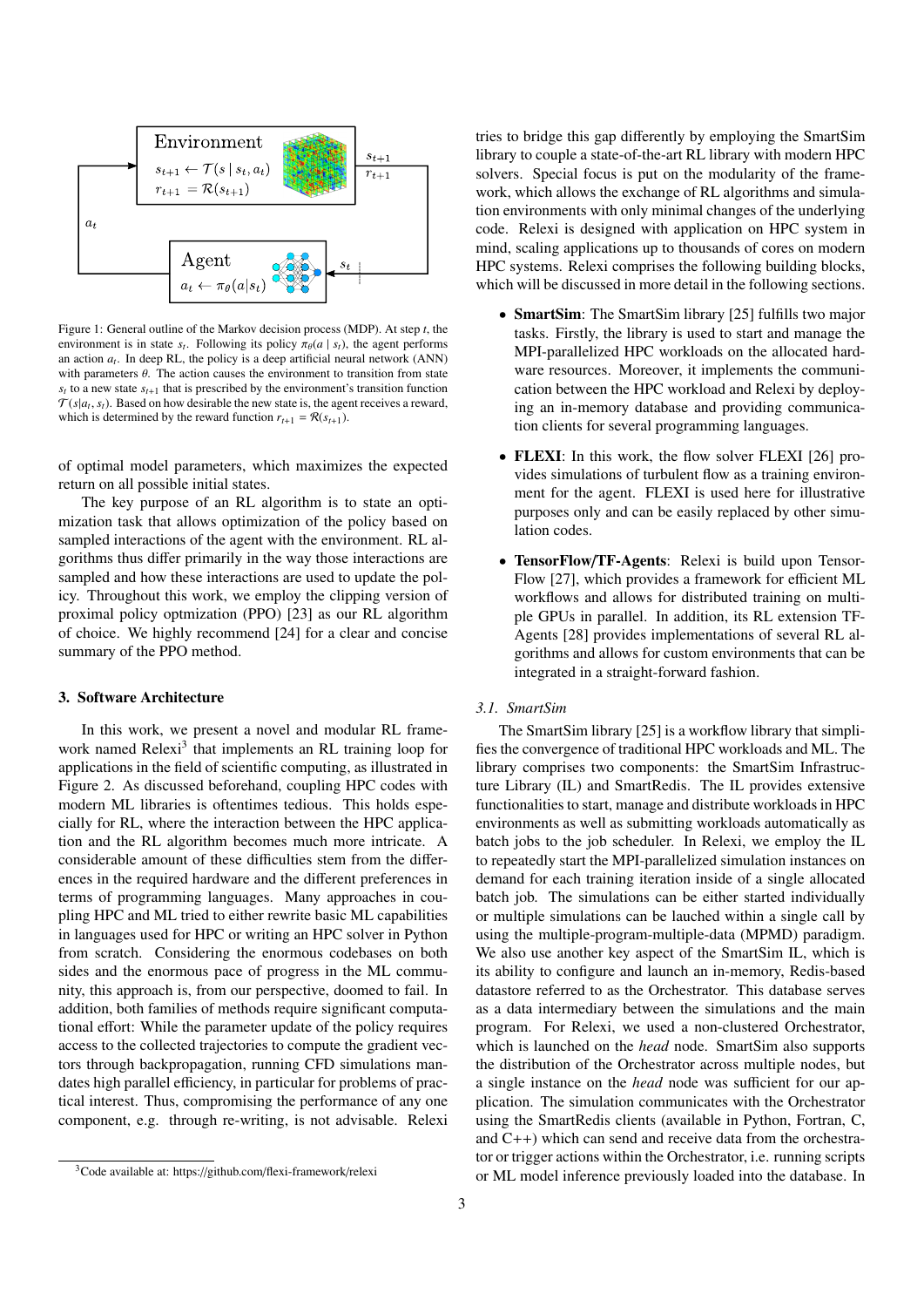Figure 1: General outline of the Markov decision process (MDP). At step $t$, the environment is in state $s_t$. Following its policy $\pi_\theta(a \mid s_t)$, the agent performs an action $a_t$. In deep RL, the policy is a deep artificial neural network (ANN) with parameters $\theta$. The action causes the environment to transition from state $s_t$ to a new state $s_{t+1}$ that is prescribed by the environment's transition function $\mathcal{T}(s|a_t, s_t)$. Based on how desirable the new state is, the agent receives a reward, which is determined by the reward function $r_{t+1} = \mathcal{R}(s_{t+1})$.

of optimal model parameters, which maximizes the expected return on all possible initial states.

The key purpose of an RL algorithm is to state an optimization task that allows optimization of the policy based on sampled interactions of the agent with the environment. RL algorithms thus differ primarily in the way those interactions are sampled and how these interactions are used to update the policy. Throughout this work, we employ the clipping version of proximal policy optmization (PPO) [23] as our RL algorithm of choice. We highly recommend [24] for a clear and concise summary of the PPO method.

## 3. Software Architecture

In this work, we present a novel and modular RL framework named Relexi[3] that implements an RL training loop for applications in the field of scientific computing, as illustrated in Figure 2. As discussed beforehand, coupling HPC codes with modern ML libraries is oftentimes tedious. This holds especially for RL, where the interaction between the HPC application and the RL algorithm becomes much more intricate. A considerable amount of these difficulties stem from the differences in the required hardware and the different preferences in terms of programming languages. Many approaches in coupling HPC and ML tried to either rewrite basic ML capabilities in languages used for HPC or writing an HPC solver in Python from scratch. Considering the enormous codebases on both sides and the enormous pace of progress in the ML community, this approach is, from our perspective, doomed to fail. In addition, both families of methods require significant computational effort: While the parameter update of the policy requires access to the collected trajectories to compute the gradient vectors through backpropagation, running CFD simulations mandates high parallel efficiency, in particular for problems of practical interest. Thus, compromising the performance of any one component, e.g. through re-writing, is not advisable. Relexi tries to bridge this gap differently by employing the SmartSim library to couple a state-of-the-art RL library with modern HPC solvers. Special focus is put on the modularity of the framework, which allows the exchange of RL algorithms and simulation environments with only minimal changes of the underlying code. Relexi is designed with application on HPC system in mind, scaling applications up to thousands of cores on modern HPC systems. Relexi comprises the following building blocks, which will be discussed in more detail in the following sections.

- **SmartSim**: The SmartSim library [25] fulfills two major tasks. Firstly, the library is used to start and manage the MPI-parallelized HPC workloads on the allocated hardware resources. Moreover, it implements the communication between the HPC workload and Relexi by deploying an in-memory database and providing communication clients for several programming languages.
- **FLEXI**: In this work, the flow solver FLEXI [26] provides simulations of turbulent flow as a training environment for the agent. FLEXI is used here for illustrative purposes only and can be easily replaced by other simulation codes.
- **TensorFlow/TF-Agents**: Relexi is build upon TensorFlow [27], which provides a framework for efficient ML workflows and allows for distributed training on multiple GPUs in parallel. In addition, its RL extension TF-Agents [28] provides implementations of several RL algorithms and allows for custom environments that can be integrated in a straight-forward fashion.

### 3.1. SmartSim

The SmartSim library [25] is a workflow library that simplifies the convergence of traditional HPC workloads and ML. The library comprises two components: the SmartSim Infrastructure Library (IL) and SmartRedis. The IL provides extensive functionalities to start, manage and distribute workloads in HPC environments as well as submitting workloads automatically as batch jobs to the job scheduler. In Relexi, we employ the IL to repeatedly start the MPI-parallelized simulation instances on demand for each training iteration inside of a single allocated batch job. The simulations can be either started individually or multiple simulations can be lauched within a single call by using the multiple-program-multiple-data (MPMD) paradigm. We also use another key aspect of the SmartSim IL, which is its ability to configure and launch an in-memory, Redis-based datastore referred to as the Orchestrator. This database serves as a data intermediary between the simulations and the main program. For Relexi, we used a non-clustered Orchestrator, which is launched on the *head* node. SmartSim also supports the distribution of the Orchestrator across multiple nodes, but a single instance on the *head* node was sufficient for our application. The simulation communicates with the Orchestrator using the SmartRedis clients (available in Python, Fortran, C, and C++) which can send and receive data from the orchestrator or trigger actions within the Orchestrator, i.e. running scripts or ML model inference previously loaded into the database. In

[3] Code available at: https://github.com/flexi-framework/relexi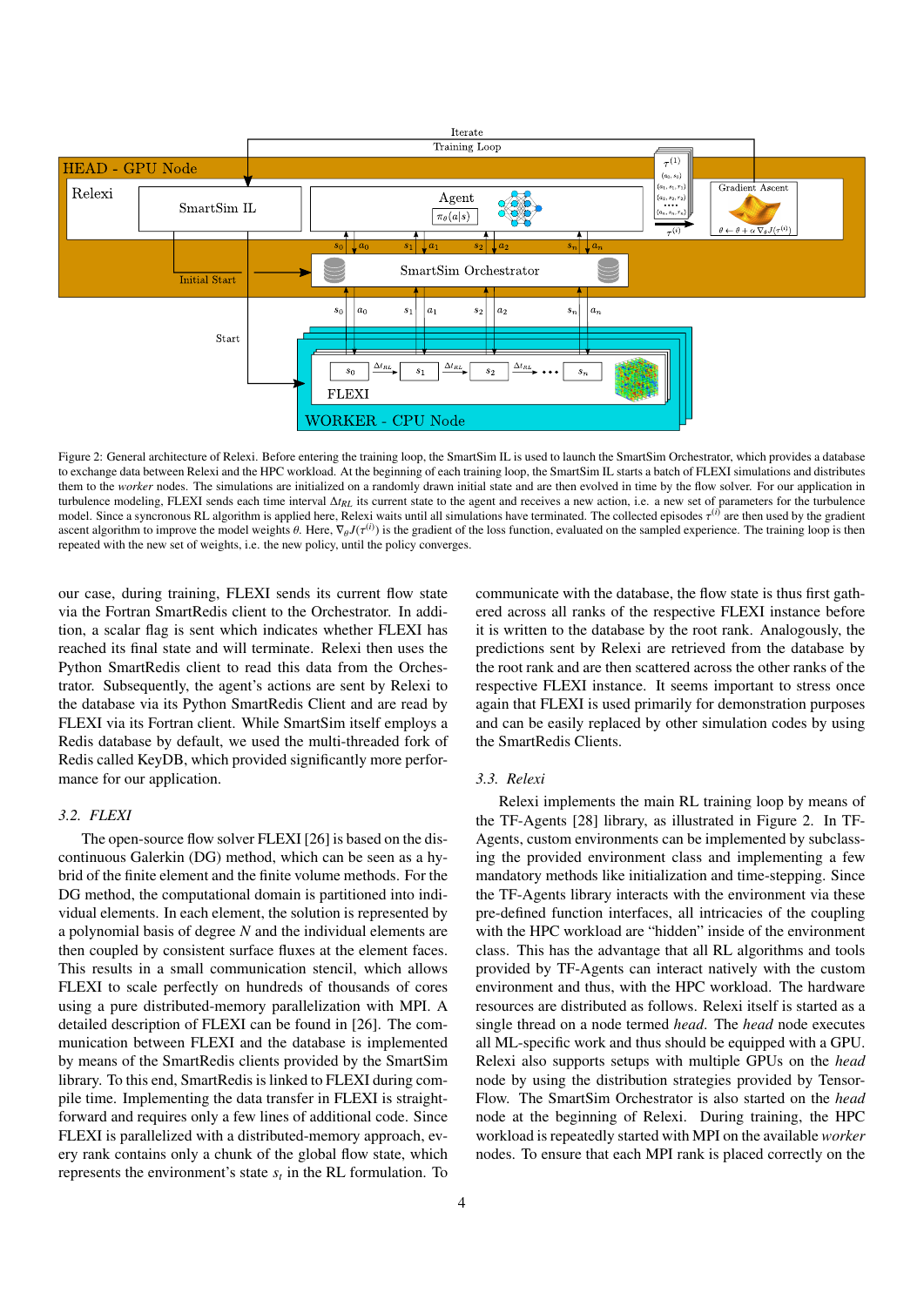Figure 2: General architecture of Relexi. Before entering the training loop, the SmartSim IL is used to launch the SmartSim Orchestrator, which provides a database to exchange data between Relexi and the HPC workload. At the beginning of each training loop, the SmartSim IL starts a batch of FLEXI simulations and distributes them to the *worker* nodes. The simulations are initialized on a randomly drawn initial state and are then evolved in time by the flow solver. For our application in turbulence modeling, FLEXI sends each time interval $\Delta t_{RL}$ its current state to the agent and receives a new action, i.e. a new set of parameters for the turbulence model. Since a syncronous RL algorithm is applied here, Relexi waits until all simulations have terminated. The collected episodes $\tau^{(i)}$ are then used by the gradient ascent algorithm to improve the model weights $\theta$. Here, $\nabla_\theta J(\tau^{(i)})$ is the gradient of the loss function, evaluated on the sampled experience. The training loop is then repeated with the new set of weights, i.e. the new policy, until the policy converges.

our case, during training, FLEXI sends its current flow state via the Fortran SmartRedis client to the Orchestrator. In addition, a scalar flag is sent which indicates whether FLEXI has reached its final state and will terminate. Relexi then uses the Python SmartRedis client to read this data from the Orchestrator. Subsequently, the agent's actions are sent by Relexi to the database via its Python SmartRedis Client and are read by FLEXI via its Fortran client. While SmartSim itself employs a Redis database by default, we used the multi-threaded fork of Redis called KeyDB, which provided significantly more performance for our application.

### 3.2. FLEXI

The open-source flow solver FLEXI [26] is based on the discontinuous Galerkin (DG) method, which can be seen as a hybrid of the finite element and the finite volume methods. For the DG method, the computational domain is partitioned into individual elements. In each element, the solution is represented by a polynomial basis of degree $N$ and the individual elements are then coupled by consistent surface fluxes at the element faces. This results in a small communication stencil, which allows FLEXI to scale perfectly on hundreds of thousands of cores using a pure distributed-memory parallelization with MPI. A detailed description of FLEXI can be found in [26]. The communication between FLEXI and the database is implemented by means of the SmartRedis clients provided by the SmartSim library. To this end, SmartRedis is linked to FLEXI during compile time. Implementing the data transfer in FLEXI is straightforward and requires only a few lines of additional code. Since FLEXI is parallelized with a distributed-memory approach, every rank contains only a chunk of the global flow state, which represents the environment's state $s_t$ in the RL formulation. To communicate with the database, the flow state is thus first gathered across all ranks of the respective FLEXI instance before it is written to the database by the root rank. Analogously, the predictions sent by Relexi are retrieved from the database by the root rank and are then scattered across the other ranks of the respective FLEXI instance. It seems important to stress once again that FLEXI is used primarily for demonstration purposes and can be easily replaced by other simulation codes by using the SmartRedis Clients.

### 3.3. Relexi

Relexi implements the main RL training loop by means of the TF-Agents [28] library, as illustrated in Figure 2. In TF-Agents, custom environments can be implemented by subclassing the provided environment class and implementing a few mandatory methods like initialization and time-stepping. Since the TF-Agents library interacts with the environment via these pre-defined function interfaces, all intricacies of the coupling with the HPC workload are "hidden" inside of the environment class. This has the advantage that all RL algorithms and tools provided by TF-Agents can interact natively with the custom environment and thus, with the HPC workload. The hardware resources are distributed as follows. Relexi itself is started as a single thread on a node termed *head*. The *head* node executes all ML-specific work and thus should be equipped with a GPU. Relexi also supports setups with multiple GPUs on the *head* node by using the distribution strategies provided by TensorFlow. The SmartSim Orchestrator is also started on the *head* node at the beginning of Relexi. During training, the HPC workload is repeatedly started with MPI on the available *worker* nodes. To ensure that each MPI rank is placed correctly on the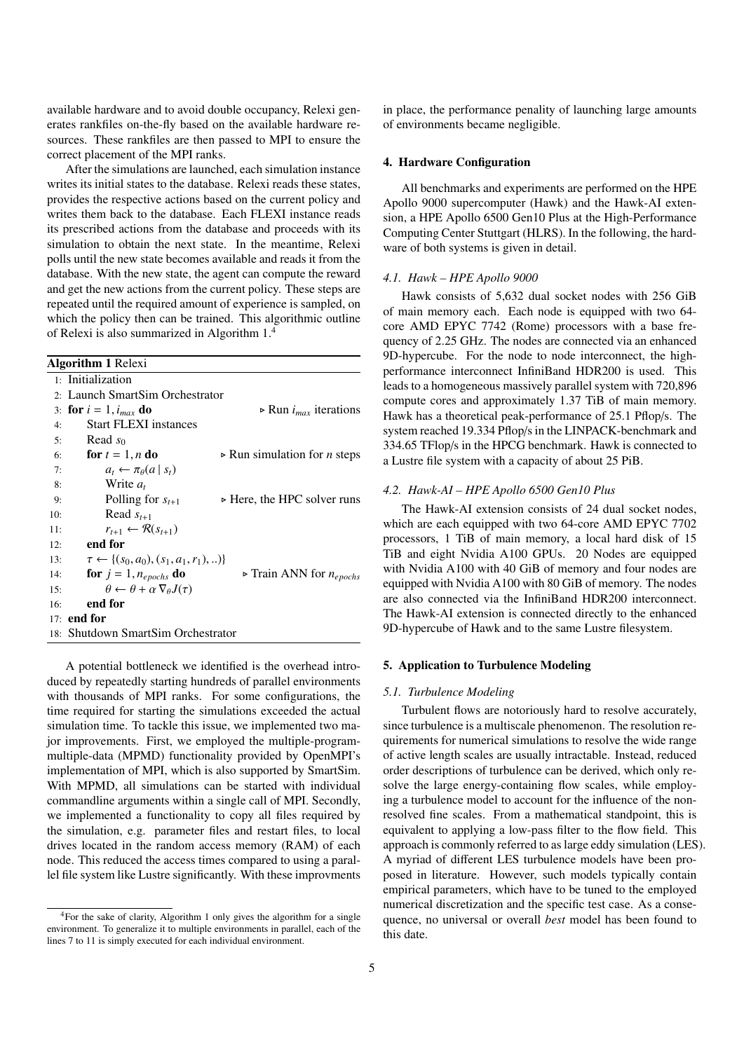available hardware and to avoid double occupancy, Relexi generates rankfiles on-the-fly based on the available hardware resources. These rankfiles are then passed to MPI to ensure the correct placement of the MPI ranks.

After the simulations are launched, each simulation instance writes its initial states to the database. Relexi reads these states, provides the respective actions based on the current policy and writes them back to the database. Each FLEXI instance reads its prescribed actions from the database and proceeds with its simulation to obtain the next state. In the meantime, Relexi polls until the new state becomes available and reads it from the database. With the new state, the agent can compute the reward and get the new actions from the current policy. These steps are repeated until the required amount of experience is sampled, on which the policy then can be trained. This algorithmic outline of Relexi is also summarized in Algorithm 1.[4]

**Algorithm 1** Relexi

```
 1: Initialization
 2: Launch SmartSim Orchestrator
 3: for i = 1, i_max do                          ▷ Run i_max iterations
 4:     Start FLEXI instances
 5:     Read s_0
 6:     for t = 1, n do                          ▷ Run simulation for n steps
 7:         a_t ← π_θ(a | s_t)
 8:         Write a_t
 9:         Polling for s_{t+1}                  ▷ Here, the HPC solver runs
10:         Read s_{t+1}
11:         r_{t+1} ← R(s_{t+1})
12:     end for
13:     τ ← {(s_0, a_0), (s_1, a_1, r_1), ..}
14:     for j = 1, n_epochs do                   ▷ Train ANN for n_epochs
15:         θ ← θ + α ∇_θ J(τ)
16:     end for
17: end for
18: Shutdown SmartSim Orchestrator
```

A potential bottleneck we identified is the overhead introduced by repeatedly starting hundreds of parallel environments with thousands of MPI ranks. For some configurations, the time required for starting the simulations exceeded the actual simulation time. To tackle this issue, we implemented two major improvements. First, we employed the multiple-program-multiple-data (MPMD) functionality provided by OpenMPI's implementation of MPI, which is also supported by SmartSim. With MPMD, all simulations can be started with individual commandline arguments within a single call of MPI. Secondly, we implemented a functionality to copy all files required by the simulation, e.g. parameter files and restart files, to local drives located in the random access memory (RAM) of each node. This reduced the access times compared to using a parallel file system like Lustre significantly. With these improvments in place, the performance penality of launching large amounts of environments became negligible.

[4] For the sake of clarity, Algorithm 1 only gives the algorithm for a single environment. To generalize it to multiple environments in parallel, each of the lines 7 to 11 is simply executed for each individual environment.

## 4. Hardware Configuration

All benchmarks and experiments are performed on the HPE Apollo 9000 supercomputer (Hawk) and the Hawk-AI extension, a HPE Apollo 6500 Gen10 Plus at the High-Performance Computing Center Stuttgart (HLRS). In the following, the hardware of both systems is given in detail.

### *4.1. Hawk – HPE Apollo 9000*

Hawk consists of 5,632 dual socket nodes with 256 GiB of main memory each. Each node is equipped with two 64-core AMD EPYC 7742 (Rome) processors with a base frequency of 2.25 GHz. The nodes are connected via an enhanced 9D-hypercube. For the node to node interconnect, the high-performance interconnect InfiniBand HDR200 is used. This leads to a homogeneous massively parallel system with 720,896 compute cores and approximately 1.37 TiB of main memory. Hawk has a theoretical peak-performance of 25.1 Pflop/s. The system reached 19.334 Pflop/s in the LINPACK-benchmark and 334.65 TFlop/s in the HPCG benchmark. Hawk is connected to a Lustre file system with a capacity of about 25 PiB.

### *4.2. Hawk-AI – HPE Apollo 6500 Gen10 Plus*

The Hawk-AI extension consists of 24 dual socket nodes, which are each equipped with two 64-core AMD EPYC 7702 processors, 1 TiB of main memory, a local hard disk of 15 TiB and eight Nvidia A100 GPUs. 20 Nodes are equipped with Nvidia A100 with 40 GiB of memory and four nodes are equipped with Nvidia A100 with 80 GiB of memory. The nodes are also connected via the InfiniBand HDR200 interconnect. The Hawk-AI extension is connected directly to the enhanced 9D-hypercube of Hawk and to the same Lustre filesystem.

## 5. Application to Turbulence Modeling

### *5.1. Turbulence Modeling*

Turbulent flows are notoriously hard to resolve accurately, since turbulence is a multiscale phenomenon. The resolution requirements for numerical simulations to resolve the wide range of active length scales are usually intractable. Instead, reduced order descriptions of turbulence can be derived, which only resolve the large energy-containing flow scales, while employing a turbulence model to account for the influence of the non-resolved fine scales. From a mathematical standpoint, this is equivalent to applying a low-pass filter to the flow field. This approach is commonly referred to as large eddy simulation (LES). A myriad of different LES turbulence models have been proposed in literature. However, such models typically contain empirical parameters, which have to be tuned to the employed numerical discretization and the specific test case. As a consequence, no universal or overall *best* model has been found to this date.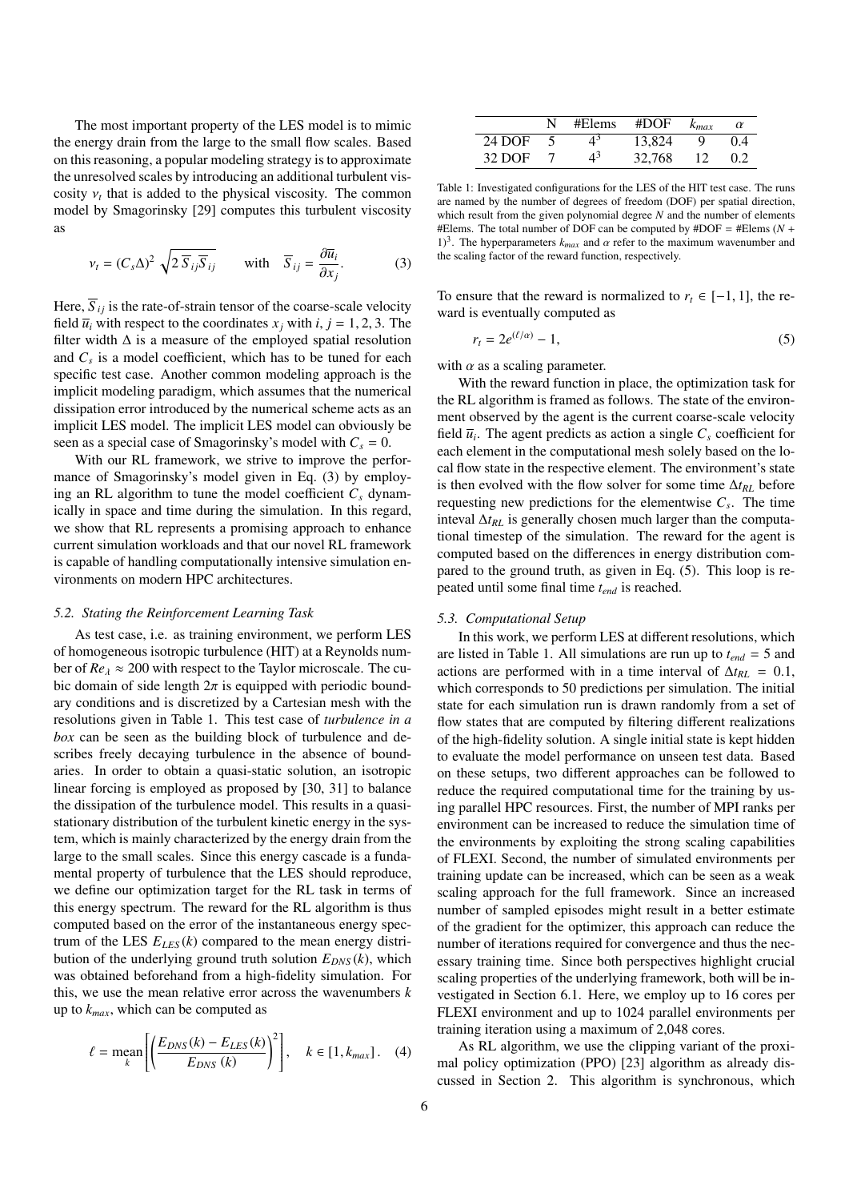The most important property of the LES model is to mimic the energy drain from the large to the small flow scales. Based on this reasoning, a popular modeling strategy is to approximate the unresolved scales by introducing an additional turbulent viscosity $\nu_t$ that is added to the physical viscosity. The common model by Smagorinsky [29] computes this turbulent viscosity as

$$\nu_t = (C_s \Delta)^2 \sqrt{2\,\overline{S}_{ij}\overline{S}_{ij}} \qquad \text{with} \quad \overline{S}_{ij} = \frac{\partial \overline{u}_i}{\partial x_j}. \tag{3}$$

Here, $\overline{S}_{ij}$ is the rate-of-strain tensor of the coarse-scale velocity field $\overline{u}_i$ with respect to the coordinates $x_j$ with $i, j = 1, 2, 3$. The filter width $\Delta$ is a measure of the employed spatial resolution and $C_s$ is a model coefficient, which has to be tuned for each specific test case. Another common modeling approach is the implicit modeling paradigm, which assumes that the numerical dissipation error introduced by the numerical scheme acts as an implicit LES model. The implicit LES model can obviously be seen as a special case of Smagorinsky's model with $C_s = 0$.

With our RL framework, we strive to improve the performance of Smagorinsky's model given in Eq. (3) by employing an RL algorithm to tune the model coefficient $C_s$ dynamically in space and time during the simulation. In this regard, we show that RL represents a promising approach to enhance current simulation workloads and that our novel RL framework is capable of handling computationally intensive simulation environments on modern HPC architectures.

### 5.2. Stating the Reinforcement Learning Task

As test case, i.e. as training environment, we perform LES of homogeneous isotropic turbulence (HIT) at a Reynolds number of $Re_\lambda \approx 200$ with respect to the Taylor microscale. The cubic domain of side length $2\pi$ is equipped with periodic boundary conditions and is discretized by a Cartesian mesh with the resolutions given in Table 1. This test case of *turbulence in a box* can be seen as the building block of turbulence and describes freely decaying turbulence in the absence of boundaries. In order to obtain a quasi-static solution, an isotropic linear forcing is employed as proposed by [30, 31] to balance the dissipation of the turbulence model. This results in a quasi-stationary distribution of the turbulent kinetic energy in the system, which is mainly characterized by the energy drain from the large to the small scales. Since this energy cascade is a fundamental property of turbulence that the LES should reproduce, we define our optimization target for the RL task in terms of this energy spectrum. The reward for the RL algorithm is thus computed based on the error of the instantaneous energy spectrum of the LES $E_{LES}(k)$ compared to the mean energy distribution of the underlying ground truth solution $E_{DNS}(k)$, which was obtained beforehand from a high-fidelity simulation. For this, we use the mean relative error across the wavenumbers $k$ up to $k_{max}$, which can be computed as

$$\ell = \operatorname*{mean}_{k} \left[ \left( \frac{E_{DNS}(k) - E_{LES}(k)}{E_{DNS}(k)} \right)^2 \right], \quad k \in [1, k_{max}]. \tag{4}$$

| | N | #Elems | #DOF | $k_{max}$ | $\alpha$ |
|---|---|---|---|---|---|
| 24 DOF | 5 | $4^3$ | 13,824 | 9 | 0.4 |
| 32 DOF | 7 | $4^3$ | 32,768 | 12 | 0.2 |

Table 1: Investigated configurations for the LES of the HIT test case. The runs are named by the number of degrees of freedom (DOF) per spatial direction, which result from the given polynomial degree $N$ and the number of elements #Elems. The total number of DOF can be computed by #DOF = #Elems $(N+1)^3$. The hyperparameters $k_{max}$ and $\alpha$ refer to the maximum wavenumber and the scaling factor of the reward function, respectively.

To ensure that the reward is normalized to $r_t \in [-1, 1]$, the reward is eventually computed as

$$r_t = 2e^{(\ell/\alpha)} - 1, \tag{5}$$

with $\alpha$ as a scaling parameter.

With the reward function in place, the optimization task for the RL algorithm is framed as follows. The state of the environment observed by the agent is the current coarse-scale velocity field $\overline{u}_i$. The agent predicts as action a single $C_s$ coefficient for each element in the computational mesh solely based on the local flow state in the respective element. The environment's state is then evolved with the flow solver for some time $\Delta t_{RL}$ before requesting new predictions for the elementwise $C_s$. The time inteval $\Delta t_{RL}$ is generally chosen much larger than the computational timestep of the simulation. The reward for the agent is computed based on the differences in energy distribution compared to the ground truth, as given in Eq. (5). This loop is repeated until some final time $t_{end}$ is reached.

### 5.3. Computational Setup

In this work, we perform LES at different resolutions, which are listed in Table 1. All simulations are run up to $t_{end} = 5$ and actions are performed with in a time interval of $\Delta t_{RL} = 0.1$, which corresponds to 50 predictions per simulation. The initial state for each simulation run is drawn randomly from a set of flow states that are computed by filtering different realizations of the high-fidelity solution. A single initial state is kept hidden to evaluate the model performance on unseen test data. Based on these setups, two different approaches can be followed to reduce the required computational time for the training by using parallel HPC resources. First, the number of MPI ranks per environment can be increased to reduce the simulation time of the environments by exploiting the strong scaling capabilities of FLEXI. Second, the number of simulated environments per training update can be increased, which can be seen as a weak scaling approach for the full framework. Since an increased number of sampled episodes might result in a better estimate of the gradient for the optimizer, this approach can reduce the number of iterations required for convergence and thus the necessary training time. Since both perspectives highlight crucial scaling properties of the underlying framework, both will be investigated in Section 6.1. Here, we employ up to 16 cores per FLEXI environment and up to 1024 parallel environments per training iteration using a maximum of 2,048 cores.

As RL algorithm, we use the clipping variant of the proximal policy optimization (PPO) [23] algorithm as already discussed in Section 2. This algorithm is synchronous, which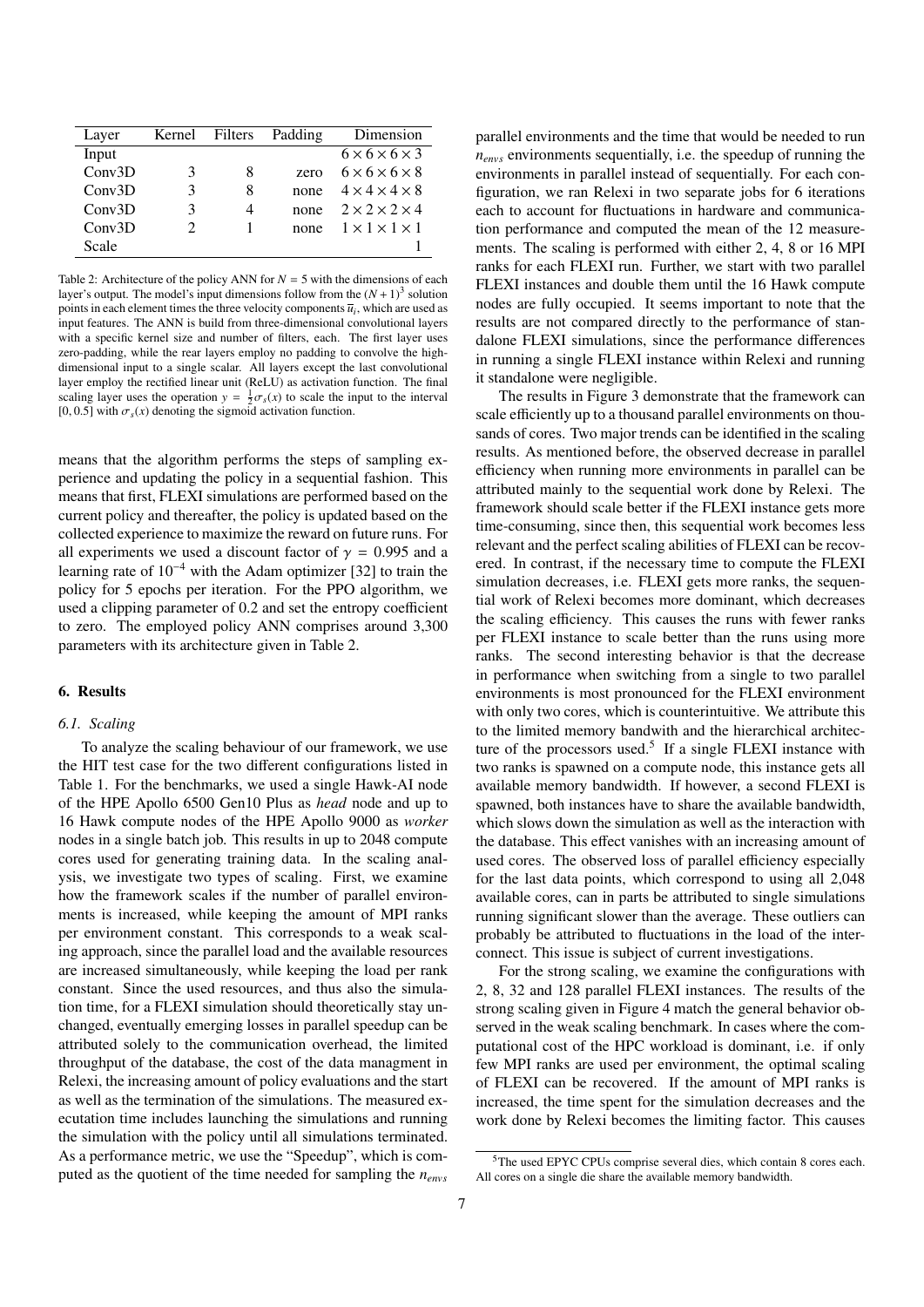| Layer | Kernel | Filters | Padding | Dimension |
|---|---|---|---|---|
| Input | | | | $6 \times 6 \times 6 \times 3$ |
| Conv3D | 3 | 8 | zero | $6 \times 6 \times 6 \times 8$ |
| Conv3D | 3 | 8 | none | $4 \times 4 \times 4 \times 8$ |
| Conv3D | 3 | 4 | none | $2 \times 2 \times 2 \times 4$ |
| Conv3D | 2 | 1 | none | $1 \times 1 \times 1 \times 1$ |
| Scale | | | | 1 |

Table 2: Architecture of the policy ANN for $N = 5$ with the dimensions of each layer's output. The model's input dimensions follow from the $(N+1)^3$ solution points in each element times the three velocity components $\overline{u}_i$, which are used as input features. The ANN is build from three-dimensional convolutional layers with a specific kernel size and number of filters, each. The first layer uses zero-padding, while the rear layers employ no padding to convolve the high-dimensional input to a single scalar. All layers except the last convolutional layer employ the rectified linear unit (ReLU) as activation function. The final scaling layer uses the operation $y = \frac{1}{2}\sigma_s(x)$ to scale the input to the interval $[0, 0.5]$ with $\sigma_s(x)$ denoting the sigmoid activation function.

means that the algorithm performs the steps of sampling experience and updating the policy in a sequential fashion. This means that first, FLEXI simulations are performed based on the current policy and thereafter, the policy is updated based on the collected experience to maximize the reward on future runs. For all experiments we used a discount factor of $\gamma = 0.995$ and a learning rate of $10^{-4}$ with the Adam optimizer [32] to train the policy for 5 epochs per iteration. For the PPO algorithm, we used a clipping parameter of 0.2 and set the entropy coefficient to zero. The employed policy ANN comprises around 3,300 parameters with its architecture given in Table 2.

## 6. Results

### 6.1. Scaling

To analyze the scaling behaviour of our framework, we use the HIT test case for the two different configurations listed in Table 1. For the benchmarks, we used a single Hawk-AI node of the HPE Apollo 6500 Gen10 Plus as *head* node and up to 16 Hawk compute nodes of the HPE Apollo 9000 as *worker* nodes in a single batch job. This results in up to 2048 compute cores used for generating training data. In the scaling analysis, we investigate two types of scaling. First, we examine how the framework scales if the number of parallel environments is increased, while keeping the amount of MPI ranks per environment constant. This corresponds to a weak scaling approach, since the parallel load and the available resources are increased simultaneously, while keeping the load per rank constant. Since the used resources, and thus also the simulation time, for a FLEXI simulation should theoretically stay unchanged, eventually emerging losses in parallel speedup can be attributed solely to the communication overhead, the limited throughput of the database, the cost of the data managment in Relexi, the increasing amount of policy evaluations and the start as well as the termination of the simulations. The measured execution time includes launching the simulations and running the simulation with the policy until all simulations terminated. As a performance metric, we use the "Speedup", which is computed as the quotient of the time needed for sampling the $n_{envs}$ parallel environments and the time that would be needed to run $n_{envs}$ environments sequentially, i.e. the speedup of running the environments in parallel instead of sequentially. For each configuration, we ran Relexi in two separate jobs for 6 iterations each to account for fluctuations in hardware and communication performance and computed the mean of the 12 measurements. The scaling is performed with either 2, 4, 8 or 16 MPI ranks for each FLEXI run. Further, we start with two parallel FLEXI instances and double them until the 16 Hawk compute nodes are fully occupied. It seems important to note that the results are not compared directly to the performance of standalone FLEXI simulations, since the performance differences in running a single FLEXI instance within Relexi and running it standalone were negligible.

The results in Figure 3 demonstrate that the framework can scale efficiently up to a thousand parallel environments on thousands of cores. Two major trends can be identified in the scaling results. As mentioned before, the observed decrease in parallel efficiency when running more environments in parallel can be attributed mainly to the sequential work done by Relexi. The framework should scale better if the FLEXI instance gets more time-consuming, since then, this sequential work becomes less relevant and the perfect scaling abilities of FLEXI can be recovered. In contrast, if the necessary time to compute the FLEXI simulation decreases, i.e. FLEXI gets more ranks, the sequential work of Relexi becomes more dominant, which decreases the scaling efficiency. This causes the runs with fewer ranks per FLEXI instance to scale better than the runs using more ranks. The second interesting behavior is that the decrease in performance when switching from a single to two parallel environments is most pronounced for the FLEXI environment with only two cores, which is counterintuitive. We attribute this to the limited memory bandwith and the hierarchical architecture of the processors used.[5] If a single FLEXI instance with two ranks is spawned on a compute node, this instance gets all available memory bandwidth. If however, a second FLEXI is spawned, both instances have to share the available bandwidth, which slows down the simulation as well as the interaction with the database. This effect vanishes with an increasing amount of used cores. The observed loss of parallel efficiency especially for the last data points, which correspond to using all 2,048 available cores, can in parts be attributed to single simulations running significant slower than the average. These outliers can probably be attributed to fluctuations in the load of the interconnect. This issue is subject of current investigations.

For the strong scaling, we examine the configurations with 2, 8, 32 and 128 parallel FLEXI instances. The results of the strong scaling given in Figure 4 match the general behavior observed in the weak scaling benchmark. In cases where the computational cost of the HPC workload is dominant, i.e. if only few MPI ranks are used per environment, the optimal scaling of FLEXI can be recovered. If the amount of MPI ranks is increased, the time spent for the simulation decreases and the work done by Relexi becomes the limiting factor. This causes

[5] The used EPYC CPUs comprise several dies, which contain 8 cores each. All cores on a single die share the available memory bandwidth.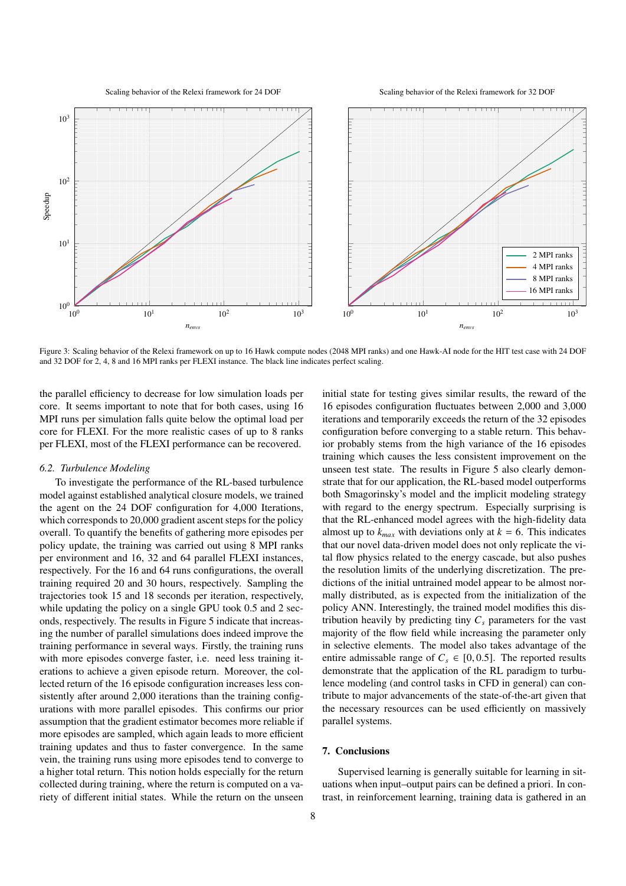Figure 3: Scaling behavior of the Relexi framework on up to 16 Hawk compute nodes (2048 MPI ranks) and one Hawk-AI node for the HIT test case with 24 DOF and 32 DOF for 2, 4, 8 and 16 MPI ranks per FLEXI instance. The black line indicates perfect scaling.

the parallel efficiency to decrease for low simulation loads per core. It seems important to note that for both cases, using 16 MPI runs per simulation falls quite below the optimal load per core for FLEXI. For the more realistic cases of up to 8 ranks per FLEXI, most of the FLEXI performance can be recovered.

### 6.2. Turbulence Modeling

To investigate the performance of the RL-based turbulence model against established analytical closure models, we trained the agent on the 24 DOF configuration for 4,000 Iterations, which corresponds to 20,000 gradient ascent steps for the policy overall. To quantify the benefits of gathering more episodes per policy update, the training was carried out using 8 MPI ranks per environment and 16, 32 and 64 parallel FLEXI instances, respectively. For the 16 and 64 runs configurations, the overall training required 20 and 30 hours, respectively. Sampling the trajectories took 15 and 18 seconds per iteration, respectively, while updating the policy on a single GPU took 0.5 and 2 seconds, respectively. The results in Figure 5 indicate that increasing the number of parallel simulations does indeed improve the training performance in several ways. Firstly, the training runs with more episodes converge faster, i.e. need less training iterations to achieve a given episode return. Moreover, the collected return of the 16 episode configuration increases less consistently after around 2,000 iterations than the training configurations with more parallel episodes. This confirms our prior assumption that the gradient estimator becomes more reliable if more episodes are sampled, which again leads to more efficient training updates and thus to faster convergence. In the same vein, the training runs using more episodes tend to converge to a higher total return. This notion holds especially for the return collected during training, where the return is computed on a variety of different initial states. While the return on the unseen initial state for testing gives similar results, the reward of the 16 episodes configuration fluctuates between 2,000 and 3,000 iterations and temporarily exceeds the return of the 32 episodes configuration before converging to a stable return. This behavior probably stems from the high variance of the 16 episodes training which causes the less consistent improvement on the unseen test state. The results in Figure 5 also clearly demonstrate that for our application, the RL-based model outperforms both Smagorinsky's model and the implicit modeling strategy with regard to the energy spectrum. Especially surprising is that the RL-enhanced model agrees with the high-fidelity data almost up to $k_{max}$ with deviations only at $k = 6$. This indicates that our novel data-driven model does not only replicate the vital flow physics related to the energy cascade, but also pushes the resolution limits of the underlying discretization. The predictions of the initial untrained model appear to be almost normally distributed, as is expected from the initialization of the policy ANN. Interestingly, the trained model modifies this distribution heavily by predicting tiny $C_s$ parameters for the vast majority of the flow field while increasing the parameter only in selective elements. The model also takes advantage of the entire admissable range of $C_s \in [0, 0.5]$. The reported results demonstrate that the application of the RL paradigm to turbulence modeling (and control tasks in CFD in general) can contribute to major advancements of the state-of-the-art given that the necessary resources can be used efficiently on massively parallel systems.

## 7. Conclusions

Supervised learning is generally suitable for learning in situations when input–output pairs can be defined a priori. In contrast, in reinforcement learning, training data is gathered in an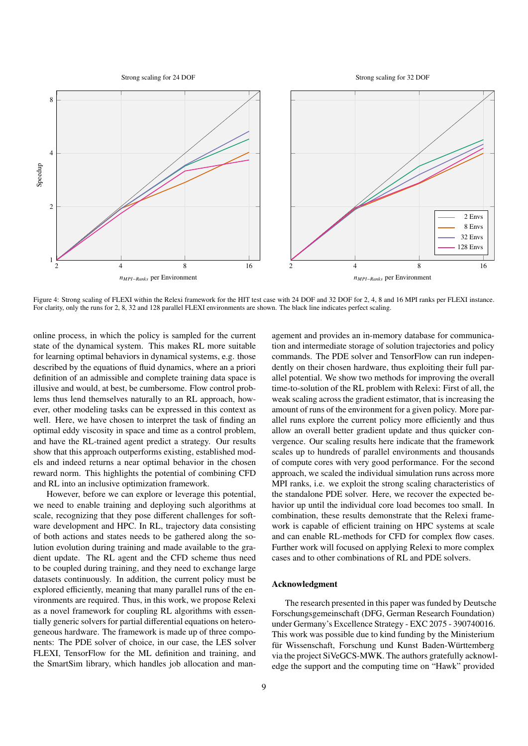Figure 4: Strong scaling of FLEXI within the Relexi framework for the HIT test case with 24 DOF and 32 DOF for 2, 4, 8 and 16 MPI ranks per FLEXI instance. For clarity, only the runs for 2, 8, 32 and 128 parallel FLEXI environments are shown. The black line indicates perfect scaling.

online process, in which the policy is sampled for the current state of the dynamical system. This makes RL more suitable for learning optimal behaviors in dynamical systems, e.g. those described by the equations of fluid dynamics, where an a priori definition of an admissible and complete training data space is illusive and would, at best, be cumbersome. Flow control problems thus lend themselves naturally to an RL approach, however, other modeling tasks can be expressed in this context as well. Here, we have chosen to interpret the task of finding an optimal eddy viscosity in space and time as a control problem, and have the RL-trained agent predict a strategy. Our results show that this approach outperforms existing, established models and indeed returns a near optimal behavior in the chosen reward norm. This highlights the potential of combining CFD and RL into an inclusive optimization framework.

However, before we can explore or leverage this potential, we need to enable training and deploying such algorithms at scale, recognizing that they pose different challenges for software development and HPC. In RL, trajectory data consisting of both actions and states needs to be gathered along the solution evolution during training and again prior to the gradient update. The RL agent and the CFD scheme thus need to be coupled during training, and they need to exchange large datasets continuously. In addition, the current policy must be explored efficiently, meaning that many parallel runs of the environments are required. Thus, in this work, we propose Relexi as a novel framework for coupling RL algorithms with essentially generic solvers for partial differential equations on heterogeneous hardware. The framework is made up of three components: The PDE solver of choice, in our case, the LES solver FLEXI, TensorFlow for the ML definition and training, and the SmartSim library, which handles job allocation and management and provides an in-memory database for communication and intermediate storage of solution trajectories and policy commands. The PDE solver and TensorFlow can run independently on their chosen hardware, thus exploiting their full parallel potential. We show two methods for improving the overall time-to-solution of the RL problem with Relexi: First of all, the weak scaling across the gradient estimator, that is increasing the amount of runs of the environment for a given policy. More parallel runs explore the current policy more efficiently and thus allow an overall better gradient update and thus quicker convergence. Our scaling results here indicate that the framework scales up to hundreds of parallel environments and thousands of compute cores with very good performance. For the second approach, we scaled the individual simulation runs across more MPI ranks, i.e. we exploit the strong scaling characteristics of the standalone PDE solver. Here, we recover the expected behavior up until the individual core load becomes too small. In combination, these results demonstrate that the Relexi framework is capable of efficient training on HPC systems at scale and can enable RL-methods for CFD for complex flow cases. Further work will focused on applying Relexi to more complex cases and to other combinations of RL and PDE solvers.

## Acknowledgment

The research presented in this paper was funded by Deutsche Forschungsgemeinschaft (DFG, German Research Foundation) under Germany's Excellence Strategy - EXC 2075 - 390740016. This work was possible due to kind funding by the Ministerium für Wissenschaft, Forschung und Kunst Baden-Württemberg via the project SiVeGCS-MWK. The authors gratefully acknowledge the support and the computing time on "Hawk" provided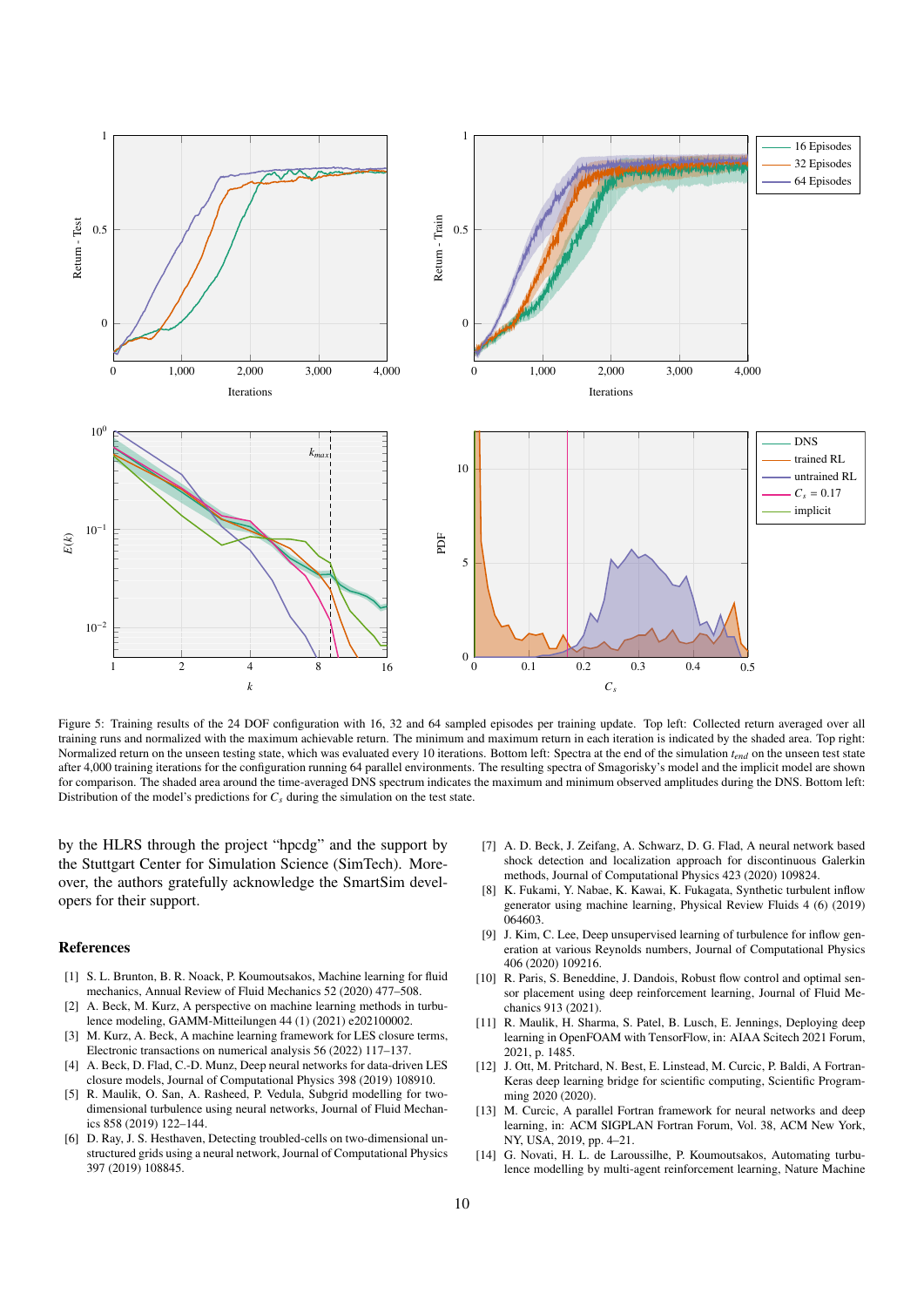Figure 5: Training results of the 24 DOF configuration with 16, 32 and 64 sampled episodes per training update. Top left: Collected return averaged over all training runs and normalized with the maximum achievable return. The minimum and maximum return in each iteration is indicated by the shaded area. Top right: Normalized return on the unseen testing state, which was evaluated every 10 iterations. Bottom left: Spectra at the end of the simulation $t_{end}$ on the unseen test state after 4,000 training iterations for the configuration running 64 parallel environments. The resulting spectra of Smagorisky's model and the implicit model are shown for comparison. The shaded area around the time-averaged DNS spectrum indicates the maximum and minimum observed amplitudes during the DNS. Bottom left: Distribution of the model's predictions for $C_s$ during the simulation on the test state.

by the HLRS through the project "hpcdg" and the support by the Stuttgart Center for Simulation Science (SimTech). Moreover, the authors gratefully acknowledge the SmartSim developers for their support.

## References

[1] S. L. Brunton, B. R. Noack, P. Koumoutsakos, Machine learning for fluid mechanics, Annual Review of Fluid Mechanics 52 (2020) 477–508.

[2] A. Beck, M. Kurz, A perspective on machine learning methods in turbulence modeling, GAMM-Mitteilungen 44 (1) (2021) e202100002.

[3] M. Kurz, A. Beck, A machine learning framework for LES closure terms, Electronic transactions on numerical analysis 56 (2022) 117–137.

[4] A. Beck, D. Flad, C.-D. Munz, Deep neural networks for data-driven LES closure models, Journal of Computational Physics 398 (2019) 108910.

[5] R. Maulik, O. San, A. Rasheed, P. Vedula, Subgrid modelling for two-dimensional turbulence using neural networks, Journal of Fluid Mechanics 858 (2019) 122–144.

[6] D. Ray, J. S. Hesthaven, Detecting troubled-cells on two-dimensional unstructured grids using a neural network, Journal of Computational Physics 397 (2019) 108845.

[7] A. D. Beck, J. Zeifang, A. Schwarz, D. G. Flad, A neural network based shock detection and localization approach for discontinuous Galerkin methods, Journal of Computational Physics 423 (2020) 109824.

[8] K. Fukami, Y. Nabae, K. Kawai, K. Fukagata, Synthetic turbulent inflow generator using machine learning, Physical Review Fluids 4 (6) (2019) 064603.

[9] J. Kim, C. Lee, Deep unsupervised learning of turbulence for inflow generation at various Reynolds numbers, Journal of Computational Physics 406 (2020) 109216.

[10] R. Paris, S. Beneddine, J. Dandois, Robust flow control and optimal sensor placement using deep reinforcement learning, Journal of Fluid Mechanics 913 (2021).

[11] R. Maulik, H. Sharma, S. Patel, B. Lusch, E. Jennings, Deploying deep learning in OpenFOAM with TensorFlow, in: AIAA Scitech 2021 Forum, 2021, p. 1485.

[12] J. Ott, M. Pritchard, N. Best, E. Linstead, M. Curcic, P. Baldi, A Fortran-Keras deep learning bridge for scientific computing, Scientific Programming 2020 (2020).

[13] M. Curcic, A parallel Fortran framework for neural networks and deep learning, in: ACM SIGPLAN Fortran Forum, Vol. 38, ACM New York, NY, USA, 2019, pp. 4–21.

[14] G. Novati, H. L. de Laroussilhe, P. Koumoutsakos, Automating turbulence modelling by multi-agent reinforcement learning, Nature Machine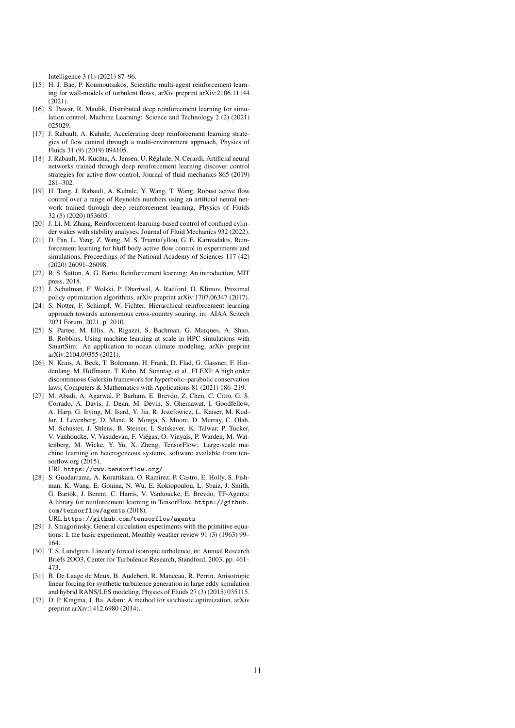Intelligence 3 (1) (2021) 87–96.

- [15] H. J. Bae, P. Koumoutsakos, Scientific multi-agent reinforcement learning for wall-models of turbulent flows, arXiv preprint arXiv:2106.11144 (2021).
- [16] S. Pawar, R. Maulik, Distributed deep reinforcement learning for simulation control, Machine Learning: Science and Technology 2 (2) (2021) 025029.
- [17] J. Rabault, A. Kuhnle, Accelerating deep reinforcement learning strategies of flow control through a multi-environment approach, Physics of Fluids 31 (9) (2019) 094105.
- [18] J. Rabault, M. Kuchta, A. Jensen, U. Réglade, N. Cerardi, Artificial neural networks trained through deep reinforcement learning discover control strategies for active flow control, Journal of fluid mechanics 865 (2019) 281–302.
- [19] H. Tang, J. Rabault, A. Kuhnle, Y. Wang, T. Wang, Robust active flow control over a range of Reynolds numbers using an artificial neural network trained through deep reinforcement learning, Physics of Fluids 32 (5) (2020) 053605.
- [20] J. Li, M. Zhang, Reinforcement-learning-based control of confined cylinder wakes with stability analyses, Journal of Fluid Mechanics 932 (2022).
- [21] D. Fan, L. Yang, Z. Wang, M. S. Triantafyllou, G. E. Karniadakis, Reinforcement learning for bluff body active flow control in experiments and simulations, Proceedings of the National Academy of Sciences 117 (42) (2020) 26091–26098.
- [22] R. S. Sutton, A. G. Barto, Reinforcement learning: An introduction, MIT press, 2018.
- [23] J. Schulman, F. Wolski, P. Dhariwal, A. Radford, O. Klimov, Proximal policy optimization algorithms, arXiv preprint arXiv:1707.06347 (2017).
- [24] S. Notter, F. Schimpf, W. Fichter, Hierarchical reinforcement learning approach towards autonomous cross-country soaring, in: AIAA Scitech 2021 Forum, 2021, p. 2010.
- [25] S. Partee, M. Ellis, A. Rigazzi, S. Bachman, G. Marques, A. Shao, B. Robbins, Using machine learning at scale in HPC simulations with SmartSim: An application to ocean climate modeling, arXiv preprint arXiv:2104.09355 (2021).
- [26] N. Krais, A. Beck, T. Bolemann, H. Frank, D. Flad, G. Gassner, F. Hindenlang, M. Hoffmann, T. Kuhn, M. Sonntag, et al., FLEXI: A high order discontinuous Galerkin framework for hyperbolic–parabolic conservation laws, Computers & Mathematics with Applications 81 (2021) 186–219.
- [27] M. Abadi, A. Agarwal, P. Barham, E. Brevdo, Z. Chen, C. Citro, G. S. Corrado, A. Davis, J. Dean, M. Devin, S. Ghemawat, I. Goodfellow, A. Harp, G. Irving, M. Isard, Y. Jia, R. Jozefowicz, L. Kaiser, M. Kudlur, J. Levenberg, D. Mané, R. Monga, S. Moore, D. Murray, C. Olah, M. Schuster, J. Shlens, B. Steiner, I. Sutskever, K. Talwar, P. Tucker, V. Vanhoucke, V. Vasudevan, F. Viégas, O. Vinyals, P. Warden, M. Wattenberg, M. Wicke, Y. Yu, X. Zheng, TensorFlow: Large-scale machine learning on heterogeneous systems, software available from tensorflow.org (2015).
  URL https://www.tensorflow.org/
- [28] S. Guadarrama, A. Korattikara, O. Ramirez, P. Castro, E. Holly, S. Fishman, K. Wang, E. Gonina, N. Wu, E. Kokiopoulou, L. Sbaiz, J. Smith, G. Bartók, J. Berent, C. Harris, V. Vanhoucke, E. Brevdo, TF-Agents: A library for reinforcement learning in TensorFlow, https://github.com/tensorflow/agents (2018).
  URL https://github.com/tensorflow/agents
- [29] J. Smagorinsky, General circulation experiments with the primitive equations: I. the basic experiment, Monthly weather review 91 (3) (1963) 99–164.
- [30] T. S. Lundgren, Linearly forced isotropic turbulence, in: Annual Research Briefs 2OO3, Center for Turbulence Research, Standford, 2003, pp. 461–473.
- [31] B. De Laage de Meux, B. Audebert, R. Manceau, R. Perrin, Anisotropic linear forcing for synthetic turbulence generation in large eddy simulation and hybrid RANS/LES modeling, Physics of Fluids 27 (3) (2015) 035115.
- [32] D. P. Kingma, J. Ba, Adam: A method for stochastic optimization, arXiv preprint arXiv:1412.6980 (2014).